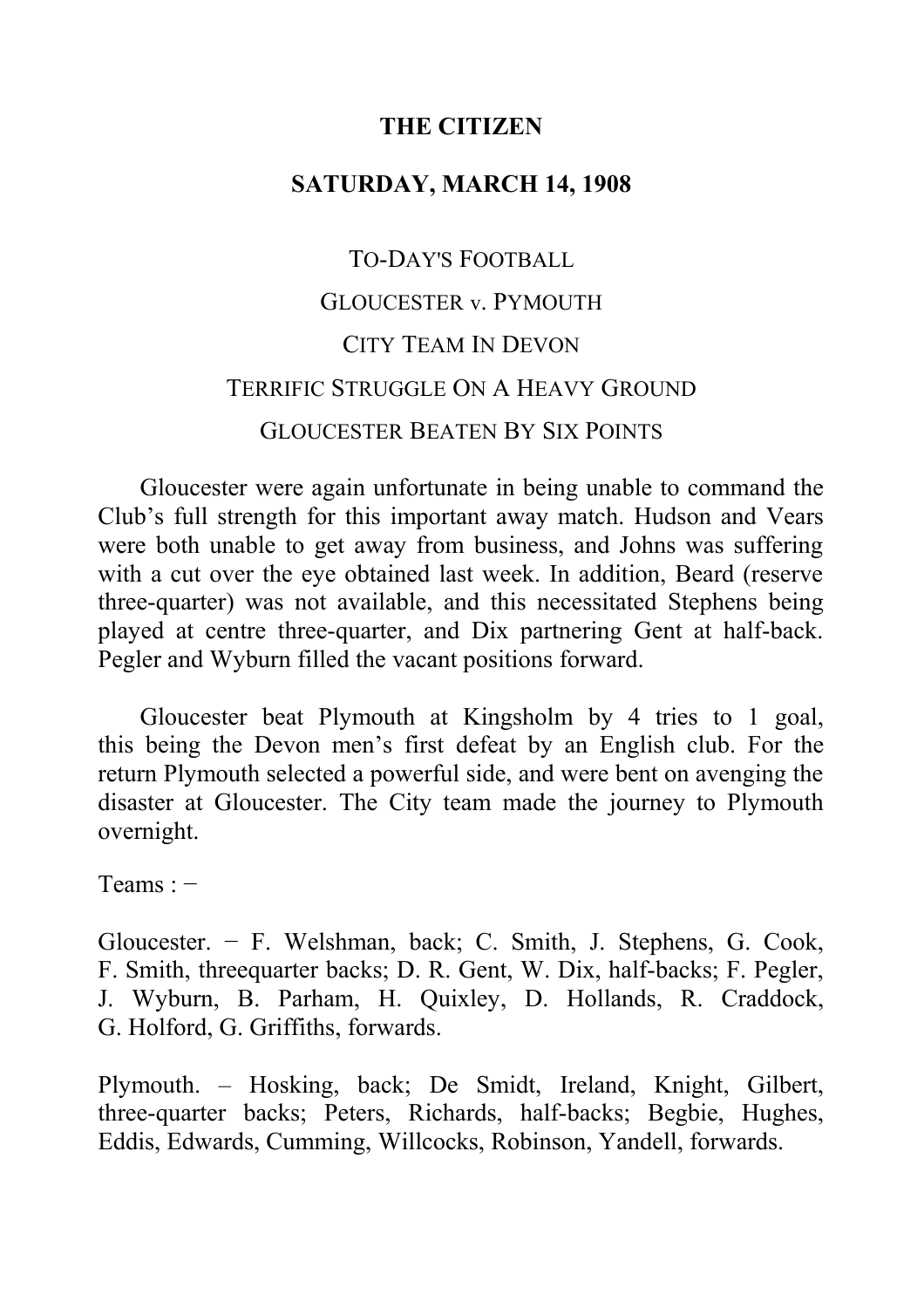# THE CITIZEN

## SATURDAY, MARCH 14, 1908

### TO-DAY'S FOOTBALL

### GLOUCESTER v. PYMOUTH

### CITY TEAM IN DEVON

### TERRIFIC STRUGGLE ON A HEAVY GROUND

### GLOUCESTER BEATEN BY SIX POINTS

Gloucester were again unfortunate in being unable to command the Club's full strength for this important away match. Hudson and Vears were both unable to get away from business, and Johns was suffering with a cut over the eye obtained last week. In addition, Beard (reserve three-quarter) was not available, and this necessitated Stephens being played at centre three-quarter, and Dix partnering Gent at half-back. Pegler and Wyburn filled the vacant positions forward.

Gloucester beat Plymouth at Kingsholm by 4 tries to 1 goal, this being the Devon men's first defeat by an English club. For the return Plymouth selected a powerful side, and were bent on avenging the disaster at Gloucester. The City team made the journey to Plymouth overnight.

Teams : −

Gloucester. − F. Welshman, back; C. Smith, J. Stephens, G. Cook, F. Smith, threequarter backs; D. R. Gent, W. Dix, half-backs; F. Pegler, J. Wyburn, B. Parham, H. Quixley, D. Hollands, R. Craddock, G. Holford, G. Griffiths, forwards.

Plymouth. – Hosking, back; De Smidt, Ireland, Knight, Gilbert, three-quarter backs; Peters, Richards, half-backs; Begbie, Hughes, Eddis, Edwards, Cumming, Willcocks, Robinson, Yandell, forwards.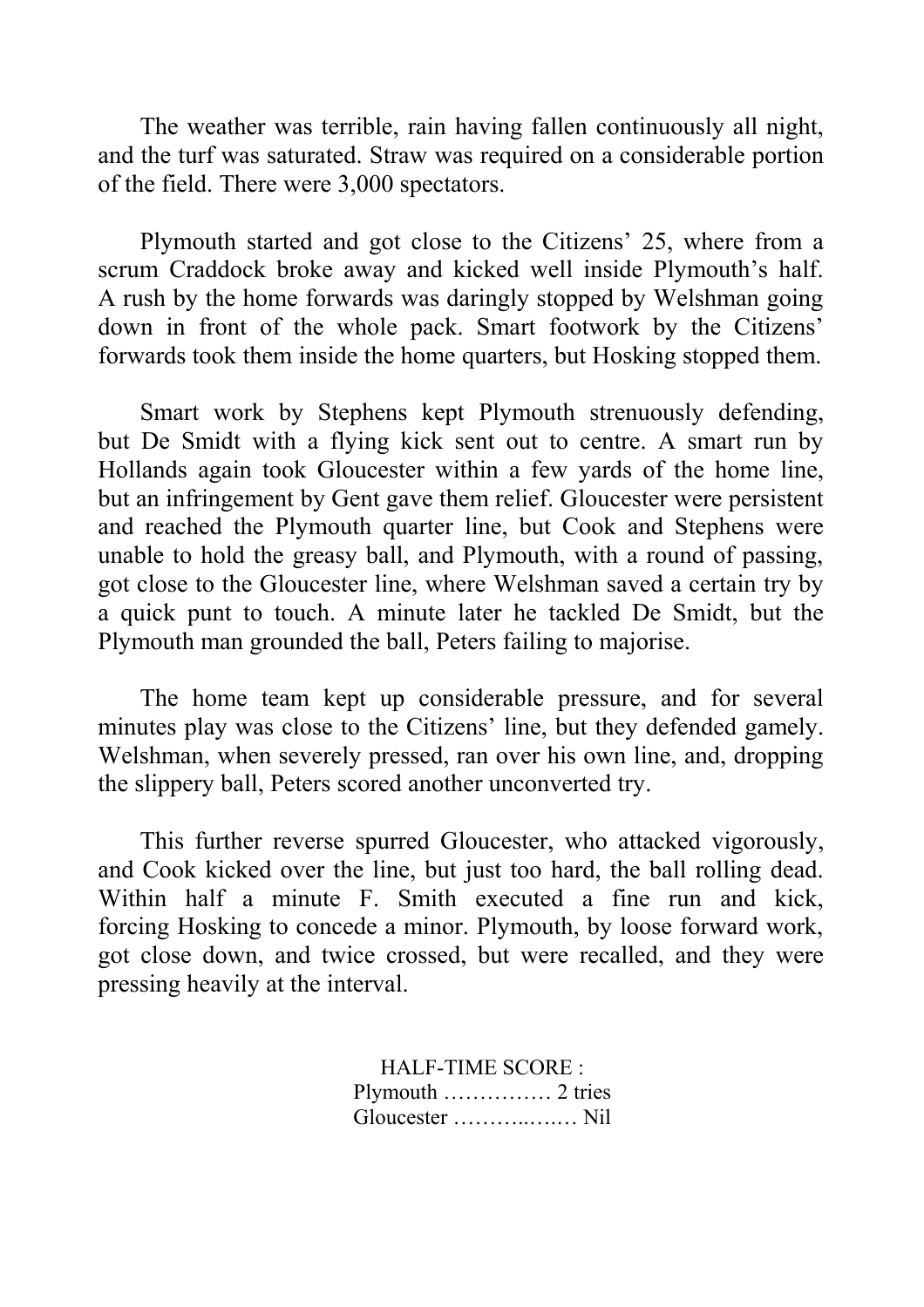The weather was terrible, rain having fallen continuously all night, and the turf was saturated. Straw was required on a considerable portion of the field. There were 3,000 spectators.

Plymouth started and got close to the Citizens' 25, where from a scrum Craddock broke away and kicked well inside Plymouth's half. A rush by the home forwards was daringly stopped by Welshman going down in front of the whole pack. Smart footwork by the Citizens' forwards took them inside the home quarters, but Hosking stopped them.

Smart work by Stephens kept Plymouth strenuously defending, but De Smidt with a flying kick sent out to centre. A smart run by Hollands again took Gloucester within a few yards of the home line, but an infringement by Gent gave them relief. Gloucester were persistent and reached the Plymouth quarter line, but Cook and Stephens were unable to hold the greasy ball, and Plymouth, with a round of passing, got close to the Gloucester line, where Welshman saved a certain try by a quick punt to touch. A minute later he tackled De Smidt, but the Plymouth man grounded the ball, Peters failing to majorise.

The home team kept up considerable pressure, and for several minutes play was close to the Citizens' line, but they defended gamely. Welshman, when severely pressed, ran over his own line, and, dropping the slippery ball, Peters scored another unconverted try.

This further reverse spurred Gloucester, who attacked vigorously, and Cook kicked over the line, but just too hard, the ball rolling dead. Within half a minute F. Smith executed a fine run and kick, forcing Hosking to concede a minor. Plymouth, by loose forward work, got close down, and twice crossed, but were recalled, and they were pressing heavily at the interval.

HALF-TIME SCORE :
Plymouth …………… 2 tries
Gloucester ………..….… Nil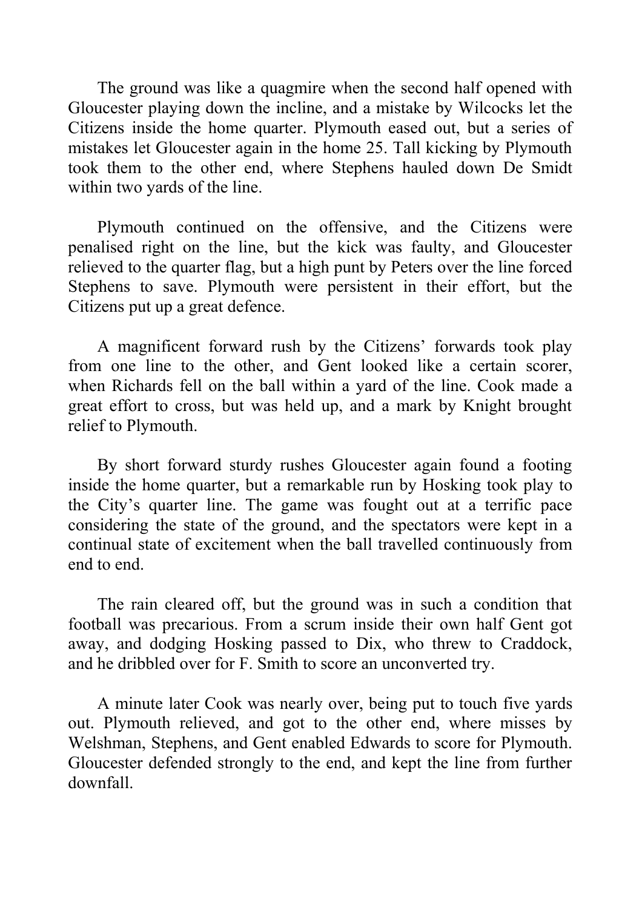The ground was like a quagmire when the second half opened with Gloucester playing down the incline, and a mistake by Wilcocks let the Citizens inside the home quarter. Plymouth eased out, but a series of mistakes let Gloucester again in the home 25. Tall kicking by Plymouth took them to the other end, where Stephens hauled down De Smidt within two yards of the line.

Plymouth continued on the offensive, and the Citizens were penalised right on the line, but the kick was faulty, and Gloucester relieved to the quarter flag, but a high punt by Peters over the line forced Stephens to save. Plymouth were persistent in their effort, but the Citizens put up a great defence.

A magnificent forward rush by the Citizens' forwards took play from one line to the other, and Gent looked like a certain scorer, when Richards fell on the ball within a yard of the line. Cook made a great effort to cross, but was held up, and a mark by Knight brought relief to Plymouth.

By short forward sturdy rushes Gloucester again found a footing inside the home quarter, but a remarkable run by Hosking took play to the City's quarter line. The game was fought out at a terrific pace considering the state of the ground, and the spectators were kept in a continual state of excitement when the ball travelled continuously from end to end.

The rain cleared off, but the ground was in such a condition that football was precarious. From a scrum inside their own half Gent got away, and dodging Hosking passed to Dix, who threw to Craddock, and he dribbled over for F. Smith to score an unconverted try.

A minute later Cook was nearly over, being put to touch five yards out. Plymouth relieved, and got to the other end, where misses by Welshman, Stephens, and Gent enabled Edwards to score for Plymouth. Gloucester defended strongly to the end, and kept the line from further downfall.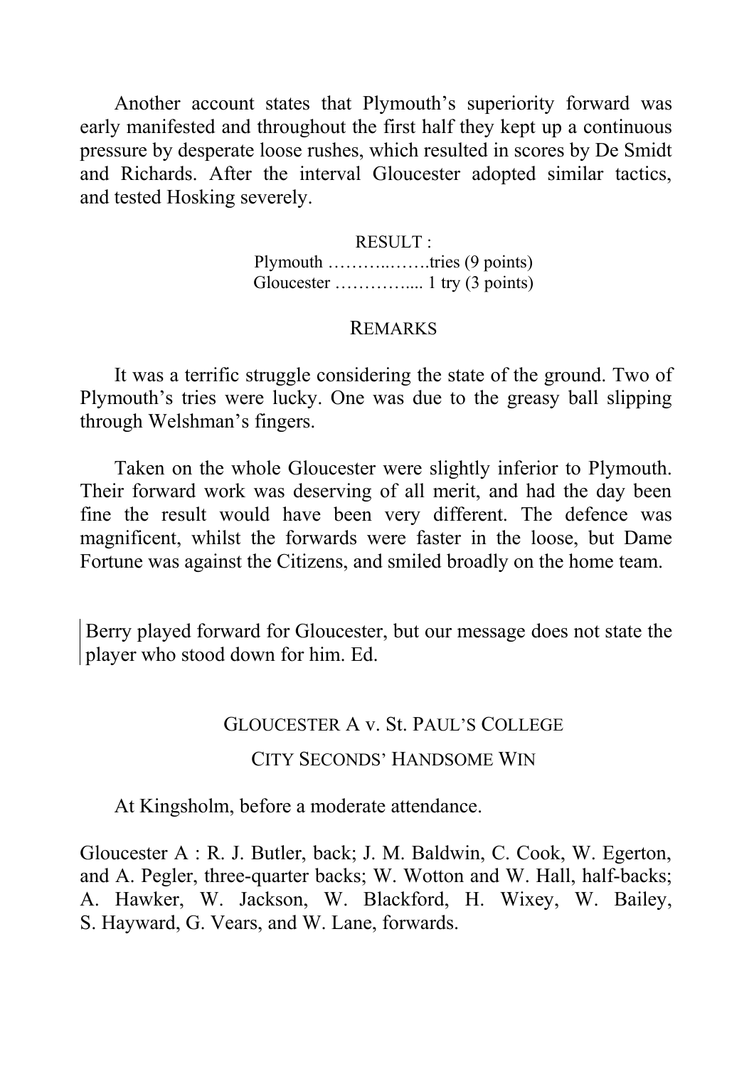Another account states that Plymouth's superiority forward was early manifested and throughout the first half they kept up a continuous pressure by desperate loose rushes, which resulted in scores by De Smidt and Richards. After the interval Gloucester adopted similar tactics, and tested Hosking severely.

RESULT :
Plymouth ………..…….tries (9 points)
Gloucester …………..... 1 try (3 points)

REMARKS

It was a terrific struggle considering the state of the ground. Two of Plymouth's tries were lucky. One was due to the greasy ball slipping through Welshman's fingers.

Taken on the whole Gloucester were slightly inferior to Plymouth. Their forward work was deserving of all merit, and had the day been fine the result would have been very different. The defence was magnificent, whilst the forwards were faster in the loose, but Dame Fortune was against the Citizens, and smiled broadly on the home team.

Berry played forward for Gloucester, but our message does not state the player who stood down for him. Ed.

## GLOUCESTER A v. St. PAUL'S COLLEGE

### CITY SECONDS' HANDSOME WIN

At Kingsholm, before a moderate attendance.

Gloucester A : R. J. Butler, back; J. M. Baldwin, C. Cook, W. Egerton, and A. Pegler, three-quarter backs; W. Wotton and W. Hall, half-backs; A. Hawker, W. Jackson, W. Blackford, H. Wixey, W. Bailey, S. Hayward, G. Vears, and W. Lane, forwards.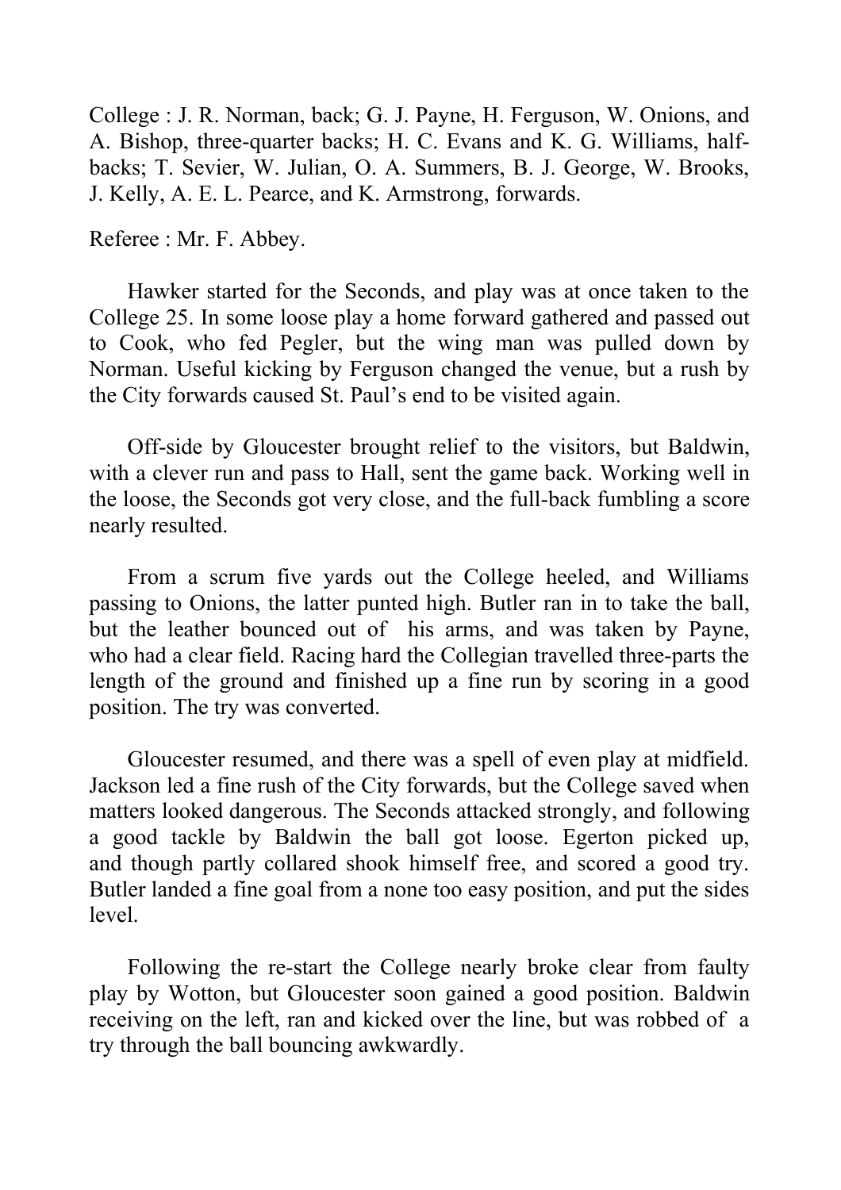College : J. R. Norman, back; G. J. Payne, H. Ferguson, W. Onions, and A. Bishop, three-quarter backs; H. C. Evans and K. G. Williams, half-backs; T. Sevier, W. Julian, O. A. Summers, B. J. George, W. Brooks, J. Kelly, A. E. L. Pearce, and K. Armstrong, forwards.

Referee : Mr. F. Abbey.

Hawker started for the Seconds, and play was at once taken to the College 25. In some loose play a home forward gathered and passed out to Cook, who fed Pegler, but the wing man was pulled down by Norman. Useful kicking by Ferguson changed the venue, but a rush by the City forwards caused St. Paul's end to be visited again.

Off-side by Gloucester brought relief to the visitors, but Baldwin, with a clever run and pass to Hall, sent the game back. Working well in the loose, the Seconds got very close, and the full-back fumbling a score nearly resulted.

From a scrum five yards out the College heeled, and Williams passing to Onions, the latter punted high. Butler ran in to take the ball, but the leather bounced out of his arms, and was taken by Payne, who had a clear field. Racing hard the Collegian travelled three-parts the length of the ground and finished up a fine run by scoring in a good position. The try was converted.

Gloucester resumed, and there was a spell of even play at midfield. Jackson led a fine rush of the City forwards, but the College saved when matters looked dangerous. The Seconds attacked strongly, and following a good tackle by Baldwin the ball got loose. Egerton picked up, and though partly collared shook himself free, and scored a good try. Butler landed a fine goal from a none too easy position, and put the sides level.

Following the re-start the College nearly broke clear from faulty play by Wotton, but Gloucester soon gained a good position. Baldwin receiving on the left, ran and kicked over the line, but was robbed of a try through the ball bouncing awkwardly.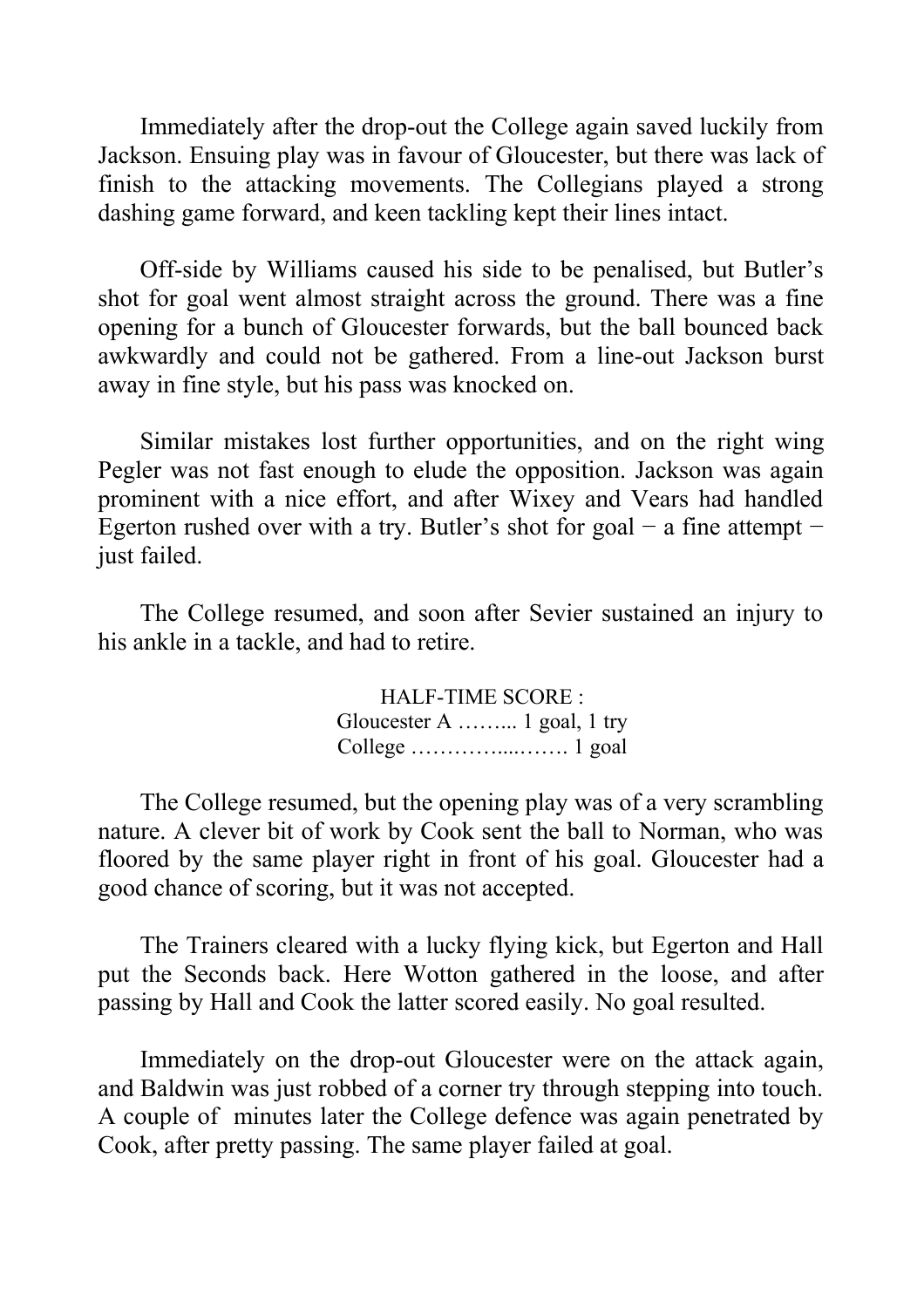Immediately after the drop-out the College again saved luckily from Jackson. Ensuing play was in favour of Gloucester, but there was lack of finish to the attacking movements. The Collegians played a strong dashing game forward, and keen tackling kept their lines intact.

Off-side by Williams caused his side to be penalised, but Butler's shot for goal went almost straight across the ground. There was a fine opening for a bunch of Gloucester forwards, but the ball bounced back awkwardly and could not be gathered. From a line-out Jackson burst away in fine style, but his pass was knocked on.

Similar mistakes lost further opportunities, and on the right wing Pegler was not fast enough to elude the opposition. Jackson was again prominent with a nice effort, and after Wixey and Vears had handled Egerton rushed over with a try. Butler's shot for goal − a fine attempt − just failed.

The College resumed, and soon after Sevier sustained an injury to his ankle in a tackle, and had to retire.

HALF-TIME SCORE :
Gloucester A ……... 1 goal, 1 try
College …………...……. 1 goal

The College resumed, but the opening play was of a very scrambling nature. A clever bit of work by Cook sent the ball to Norman, who was floored by the same player right in front of his goal. Gloucester had a good chance of scoring, but it was not accepted.

The Trainers cleared with a lucky flying kick, but Egerton and Hall put the Seconds back. Here Wotton gathered in the loose, and after passing by Hall and Cook the latter scored easily. No goal resulted.

Immediately on the drop-out Gloucester were on the attack again, and Baldwin was just robbed of a corner try through stepping into touch. A couple of minutes later the College defence was again penetrated by Cook, after pretty passing. The same player failed at goal.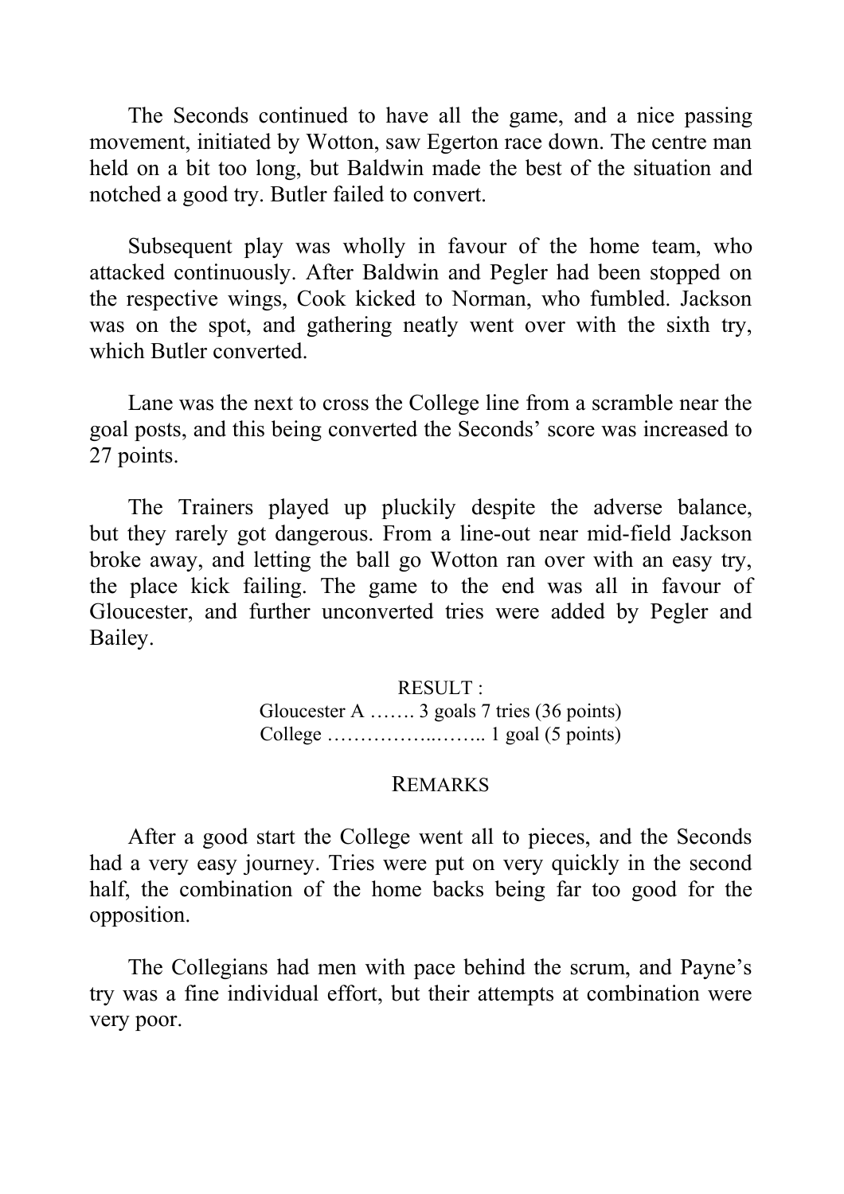The Seconds continued to have all the game, and a nice passing movement, initiated by Wotton, saw Egerton race down. The centre man held on a bit too long, but Baldwin made the best of the situation and notched a good try. Butler failed to convert.

Subsequent play was wholly in favour of the home team, who attacked continuously. After Baldwin and Pegler had been stopped on the respective wings, Cook kicked to Norman, who fumbled. Jackson was on the spot, and gathering neatly went over with the sixth try, which Butler converted.

Lane was the next to cross the College line from a scramble near the goal posts, and this being converted the Seconds' score was increased to 27 points.

The Trainers played up pluckily despite the adverse balance, but they rarely got dangerous. From a line-out near mid-field Jackson broke away, and letting the ball go Wotton ran over with an easy try, the place kick failing. The game to the end was all in favour of Gloucester, and further unconverted tries were added by Pegler and Bailey.

RESULT :
Gloucester A ……. 3 goals 7 tries (36 points)
College ……………..…….. 1 goal (5 points)

REMARKS

After a good start the College went all to pieces, and the Seconds had a very easy journey. Tries were put on very quickly in the second half, the combination of the home backs being far too good for the opposition.

The Collegians had men with pace behind the scrum, and Payne's try was a fine individual effort, but their attempts at combination were very poor.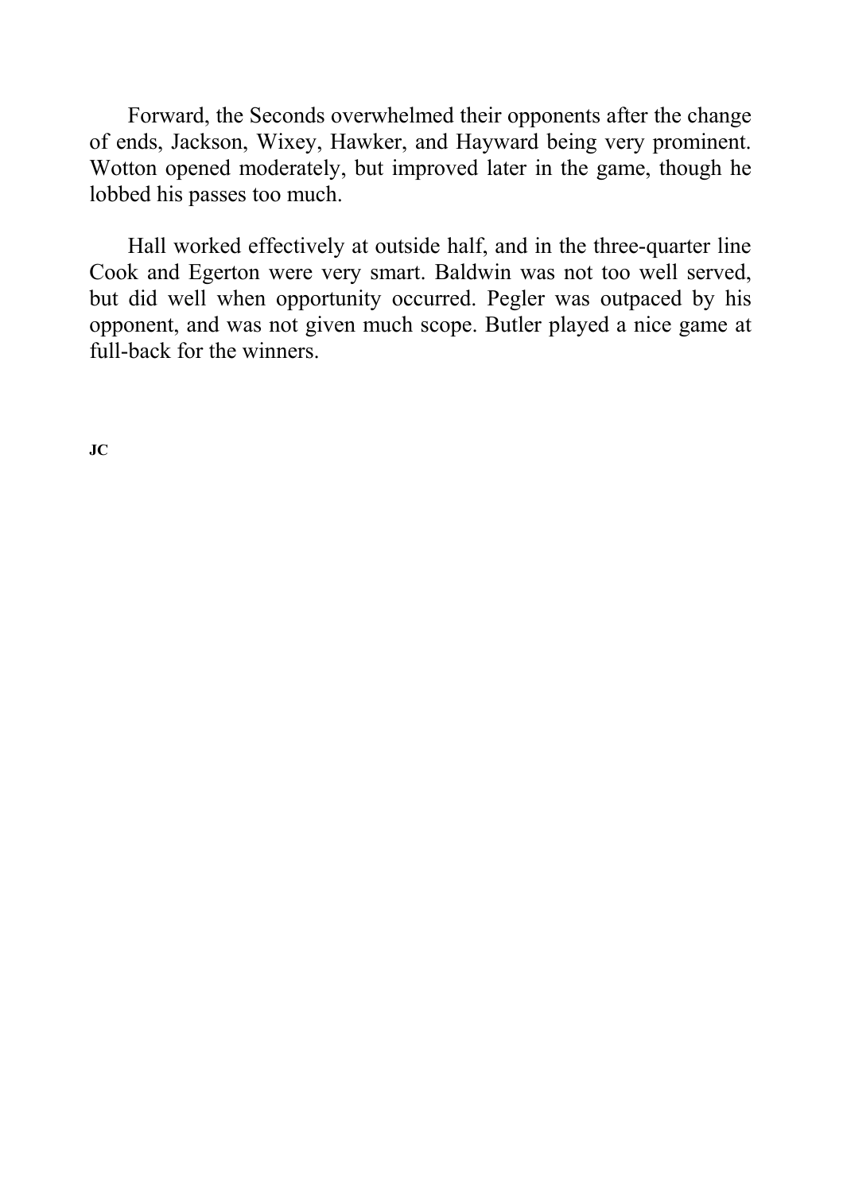Forward, the Seconds overwhelmed their opponents after the change of ends, Jackson, Wixey, Hawker, and Hayward being very prominent. Wotton opened moderately, but improved later in the game, though he lobbed his passes too much.

Hall worked effectively at outside half, and in the three-quarter line Cook and Egerton were very smart. Baldwin was not too well served, but did well when opportunity occurred. Pegler was outpaced by his opponent, and was not given much scope. Butler played a nice game at full-back for the winners.

**JC**